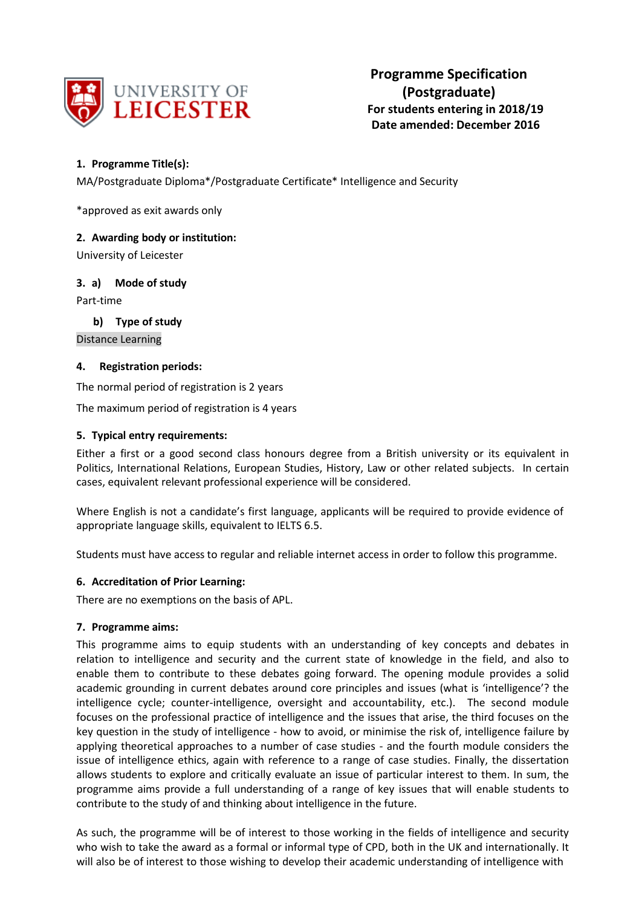UNIVERSITY OF LEICESTER

**Programme Specification (Postgraduate)**
**For students entering in 2018/19**
**Date amended: December 2016**

### 1. Programme Title(s):

MA/Postgraduate Diploma*/Postgraduate Certificate* Intelligence and Security

*approved as exit awards only

### 2. Awarding body or institution:

University of Leicester

### 3. a) Mode of study

Part-time

#### b) Type of study

Distance Learning

### 4. Registration periods:

The normal period of registration is 2 years

The maximum period of registration is 4 years

### 5. Typical entry requirements:

Either a first or a good second class honours degree from a British university or its equivalent in Politics, International Relations, European Studies, History, Law or other related subjects. In certain cases, equivalent relevant professional experience will be considered.

Where English is not a candidate's first language, applicants will be required to provide evidence of appropriate language skills, equivalent to IELTS 6.5.

Students must have access to regular and reliable internet access in order to follow this programme.

### 6. Accreditation of Prior Learning:

There are no exemptions on the basis of APL.

### 7. Programme aims:

This programme aims to equip students with an understanding of key concepts and debates in relation to intelligence and security and the current state of knowledge in the field, and also to enable them to contribute to these debates going forward. The opening module provides a solid academic grounding in current debates around core principles and issues (what is 'intelligence'? the intelligence cycle; counter-intelligence, oversight and accountability, etc.). The second module focuses on the professional practice of intelligence and the issues that arise, the third focuses on the key question in the study of intelligence - how to avoid, or minimise the risk of, intelligence failure by applying theoretical approaches to a number of case studies - and the fourth module considers the issue of intelligence ethics, again with reference to a range of case studies. Finally, the dissertation allows students to explore and critically evaluate an issue of particular interest to them. In sum, the programme aims provide a full understanding of a range of key issues that will enable students to contribute to the study of and thinking about intelligence in the future.

As such, the programme will be of interest to those working in the fields of intelligence and security who wish to take the award as a formal or informal type of CPD, both in the UK and internationally. It will also be of interest to those wishing to develop their academic understanding of intelligence with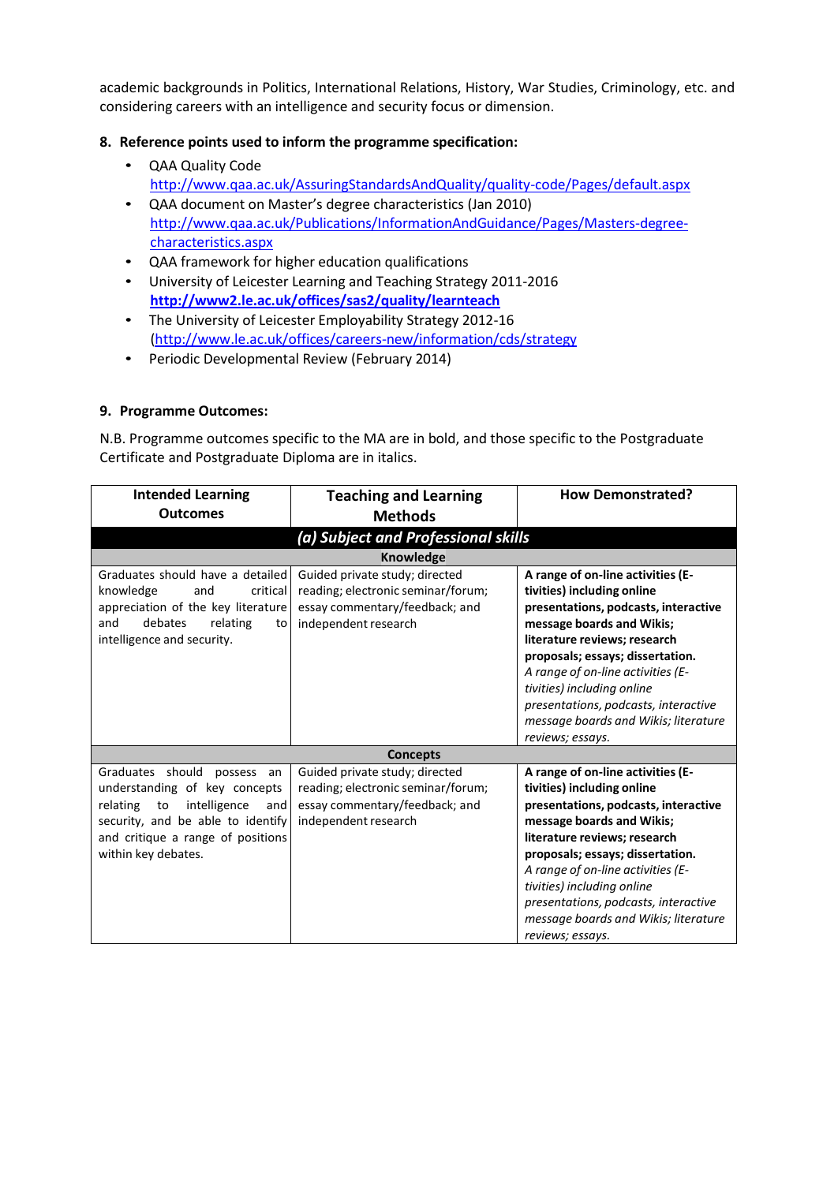academic backgrounds in Politics, International Relations, History, War Studies, Criminology, etc. and considering careers with an intelligence and security focus or dimension.

## 8. Reference points used to inform the programme specification:

- QAA Quality Code
  http://www.qaa.ac.uk/AssuringStandardsAndQuality/quality-code/Pages/default.aspx
- QAA document on Master's degree characteristics (Jan 2010)
  http://www.qaa.ac.uk/Publications/InformationAndGuidance/Pages/Masters-degree-characteristics.aspx
- QAA framework for higher education qualifications
- University of Leicester Learning and Teaching Strategy 2011-2016
  **http://www2.le.ac.uk/offices/sas2/quality/learnteach**
- The University of Leicester Employability Strategy 2012-16
  (http://www.le.ac.uk/offices/careers-new/information/cds/strategy
- Periodic Developmental Review (February 2014)

## 9. Programme Outcomes:

N.B. Programme outcomes specific to the MA are in bold, and those specific to the Postgraduate Certificate and Postgraduate Diploma are in italics.

| Intended Learning Outcomes | Teaching and Learning Methods | How Demonstrated? |
|---|---|---|
| ***(a) Subject and Professional skills*** | | |
| **Knowledge** | | |
| Graduates should have a detailed knowledge and critical appreciation of the key literature and debates relating to intelligence and security. | Guided private study; directed reading; electronic seminar/forum; essay commentary/feedback; and independent research | **A range of on-line activities (E-tivities) including online presentations, podcasts, interactive message boards and Wikis; literature reviews; research proposals; essays; dissertation.** *A range of on-line activities (E-tivities) including online presentations, podcasts, interactive message boards and Wikis; literature reviews; essays.* |
| **Concepts** | | |
| Graduates should possess an understanding of key concepts relating to intelligence and security, and be able to identify and critique a range of positions within key debates. | Guided private study; directed reading; electronic seminar/forum; essay commentary/feedback; and independent research | **A range of on-line activities (E-tivities) including online presentations, podcasts, interactive message boards and Wikis; literature reviews; research proposals; essays; dissertation.** *A range of on-line activities (E-tivities) including online presentations, podcasts, interactive message boards and Wikis; literature reviews; essays.* |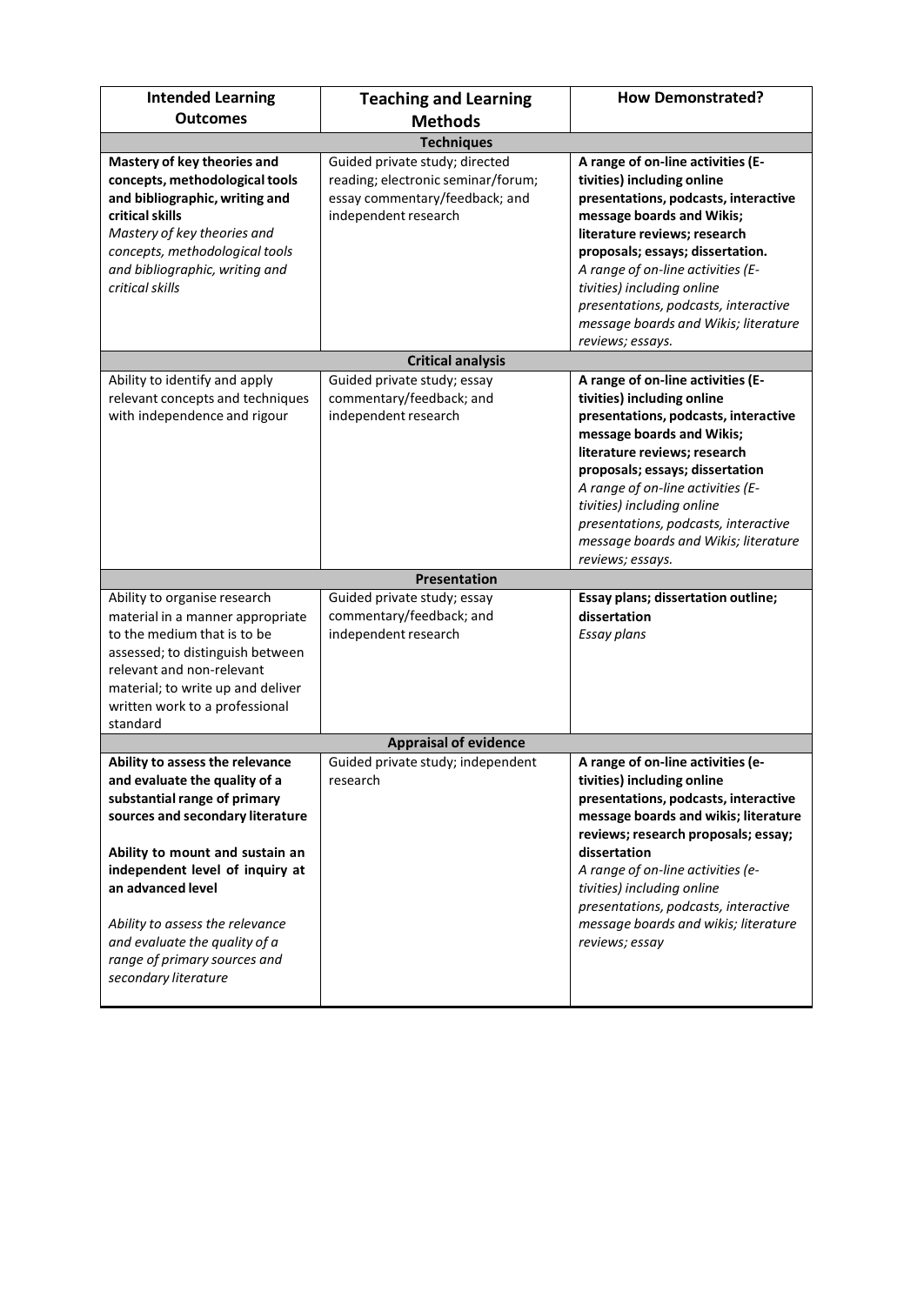| Intended Learning Outcomes | Teaching and Learning Methods | How Demonstrated? |
|---|---|---|
| **Techniques** | | |
| **Mastery of key theories and concepts, methodological tools and bibliographic, writing and critical skills** *Mastery of key theories and concepts, methodological tools and bibliographic, writing and critical skills* | Guided private study; directed reading; electronic seminar/forum; essay commentary/feedback; and independent research | **A range of on-line activities (E-tivities) including online presentations, podcasts, interactive message boards and Wikis; literature reviews; research proposals; essays; dissertation.** *A range of on-line activities (E-tivities) including online presentations, podcasts, interactive message boards and Wikis; literature reviews; essays.* |
| **Critical analysis** | | |
| Ability to identify and apply relevant concepts and techniques with independence and rigour | Guided private study; essay commentary/feedback; and independent research | **A range of on-line activities (E-tivities) including online presentations, podcasts, interactive message boards and Wikis; literature reviews; research proposals; essays; dissertation** *A range of on-line activities (E-tivities) including online presentations, podcasts, interactive message boards and Wikis; literature reviews; essays.* |
| **Presentation** | | |
| Ability to organise research material in a manner appropriate to the medium that is to be assessed; to distinguish between relevant and non-relevant material; to write up and deliver written work to a professional standard | Guided private study; essay commentary/feedback; and independent research | **Essay plans; dissertation outline; dissertation** *Essay plans* |
| **Appraisal of evidence** | | |
| **Ability to assess the relevance and evaluate the quality of a substantial range of primary sources and secondary literature** **Ability to mount and sustain an independent level of inquiry at an advanced level** *Ability to assess the relevance and evaluate the quality of a range of primary sources and secondary literature* | Guided private study; independent research | **A range of on-line activities (e-tivities) including online presentations, podcasts, interactive message boards and wikis; literature reviews; research proposals; essay; dissertation** *A range of on-line activities (e-tivities) including online presentations, podcasts, interactive message boards and wikis; literature reviews; essay* |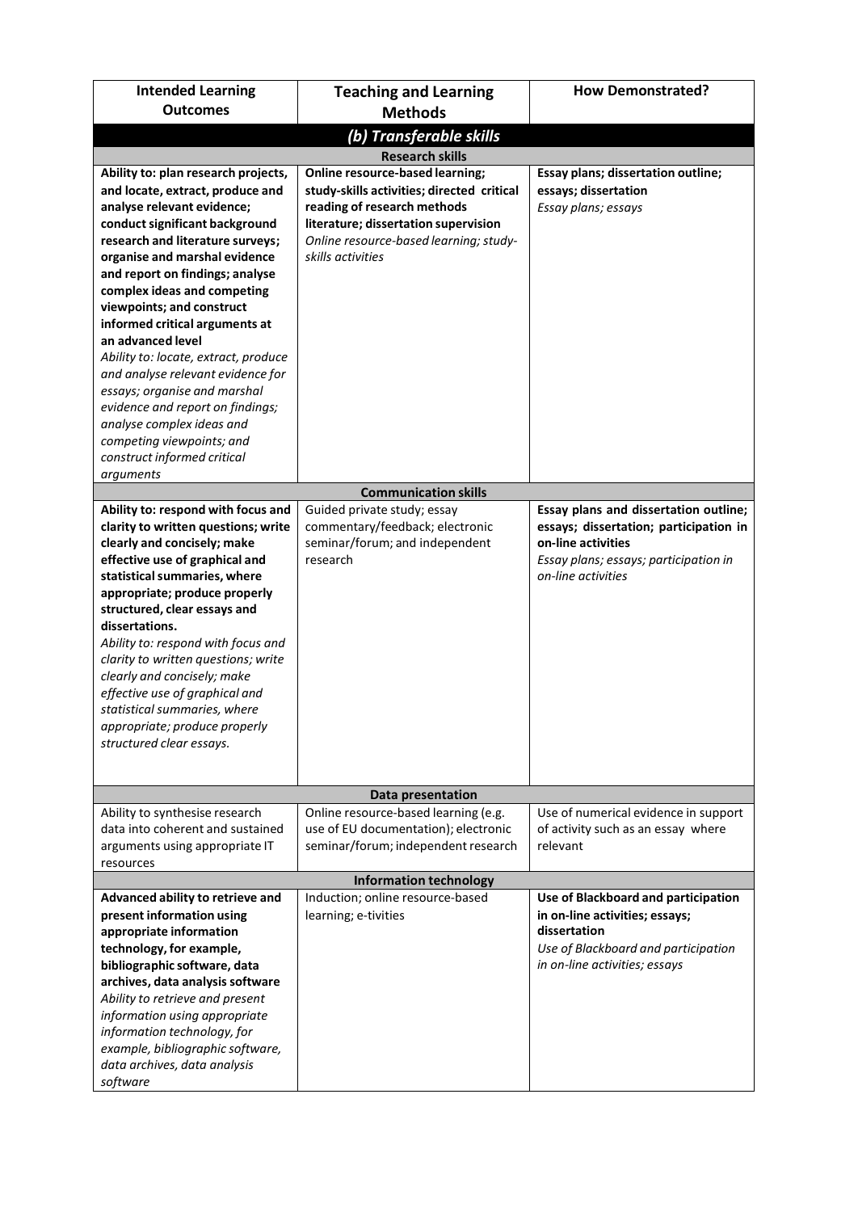| Intended Learning Outcomes | Teaching and Learning Methods | How Demonstrated? |
|---|---|---|
| ***(b) Transferable skills*** | | |
| **Research skills** | | |
| **Ability to: plan research projects, and locate, extract, produce and analyse relevant evidence; conduct significant background research and literature surveys; organise and marshal evidence and report on findings; analyse complex ideas and competing viewpoints; and construct informed critical arguments at an advanced level**<br>*Ability to: locate, extract, produce and analyse relevant evidence for essays; organise and marshal evidence and report on findings; analyse complex ideas and competing viewpoints; and construct informed critical arguments* | **Online resource-based learning; study-skills activities; directed critical reading of research methods literature; dissertation supervision**<br>*Online resource-based learning; study-skills activities* | **Essay plans; dissertation outline; essays; dissertation**<br>*Essay plans; essays* |
| **Communication skills** | | |
| **Ability to: respond with focus and clarity to written questions; write clearly and concisely; make effective use of graphical and statistical summaries, where appropriate; produce properly structured, clear essays and dissertations.**<br>*Ability to: respond with focus and clarity to written questions; write clearly and concisely; make effective use of graphical and statistical summaries, where appropriate; produce properly structured clear essays.* | Guided private study; essay commentary/feedback; electronic seminar/forum; and independent research | **Essay plans and dissertation outline; essays; dissertation; participation in on-line activities**<br>*Essay plans; essays; participation in on-line activities* |
| **Data presentation** | | |
| Ability to synthesise research data into coherent and sustained arguments using appropriate IT resources | Online resource-based learning (e.g. use of EU documentation); electronic seminar/forum; independent research | Use of numerical evidence in support of activity such as an essay where relevant |
| **Information technology** | | |
| **Advanced ability to retrieve and present information using appropriate information technology, for example, bibliographic software, data archives, data analysis software**<br>*Ability to retrieve and present information using appropriate information technology, for example, bibliographic software, data archives, data analysis software* | Induction; online resource-based learning; e-tivities | **Use of Blackboard and participation in on-line activities; essays; dissertation**<br>*Use of Blackboard and participation in on-line activities; essays* |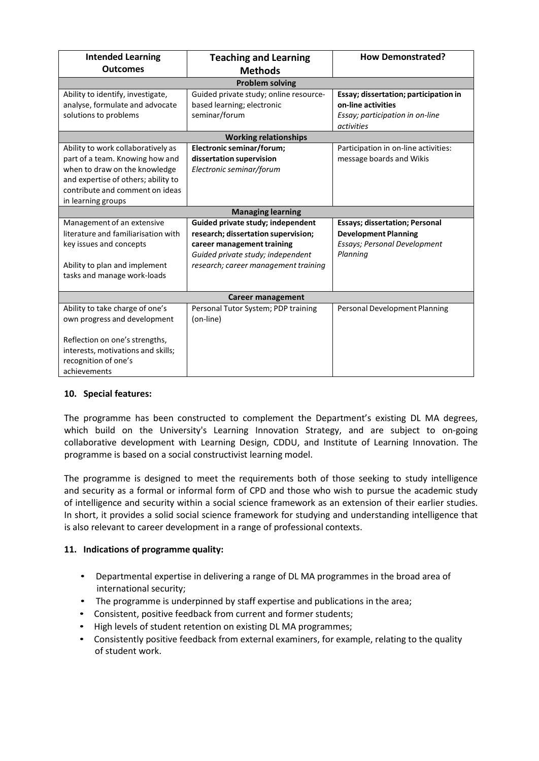| Intended Learning Outcomes | Teaching and Learning Methods | How Demonstrated? |
|---|---|---|
| **Problem solving** | | |
| Ability to identify, investigate, analyse, formulate and advocate solutions to problems | Guided private study; online resource-based learning; electronic seminar/forum | **Essay; dissertation; participation in on-line activities** *Essay; participation in on-line activities* |
| **Working relationships** | | |
| Ability to work collaboratively as part of a team. Knowing how and when to draw on the knowledge and expertise of others; ability to contribute and comment on ideas in learning groups | **Electronic seminar/forum; dissertation supervision** *Electronic seminar/forum* | Participation in on-line activities: message boards and Wikis |
| **Managing learning** | | |
| Management of an extensive literature and familiarisation with key issues and concepts<br><br>Ability to plan and implement tasks and manage work-loads | **Guided private study; independent research; dissertation supervision; career management training** *Guided private study; independent research; career management training* | **Essays; dissertation; Personal Development Planning** *Essays; Personal Development Planning* |
| **Career management** | | |
| Ability to take charge of one's own progress and development<br><br>Reflection on one's strengths, interests, motivations and skills; recognition of one's achievements | Personal Tutor System; PDP training (on-line) | Personal Development Planning |

## 10. Special features:

The programme has been constructed to complement the Department's existing DL MA degrees, which build on the University's Learning Innovation Strategy, and are subject to on-going collaborative development with Learning Design, CDDU, and Institute of Learning Innovation. The programme is based on a social constructivist learning model.

The programme is designed to meet the requirements both of those seeking to study intelligence and security as a formal or informal form of CPD and those who wish to pursue the academic study of intelligence and security within a social science framework as an extension of their earlier studies. In short, it provides a solid social science framework for studying and understanding intelligence that is also relevant to career development in a range of professional contexts.

## 11. Indications of programme quality:

- Departmental expertise in delivering a range of DL MA programmes in the broad area of international security;
- The programme is underpinned by staff expertise and publications in the area;
- Consistent, positive feedback from current and former students;
- High levels of student retention on existing DL MA programmes;
- Consistently positive feedback from external examiners, for example, relating to the quality of student work.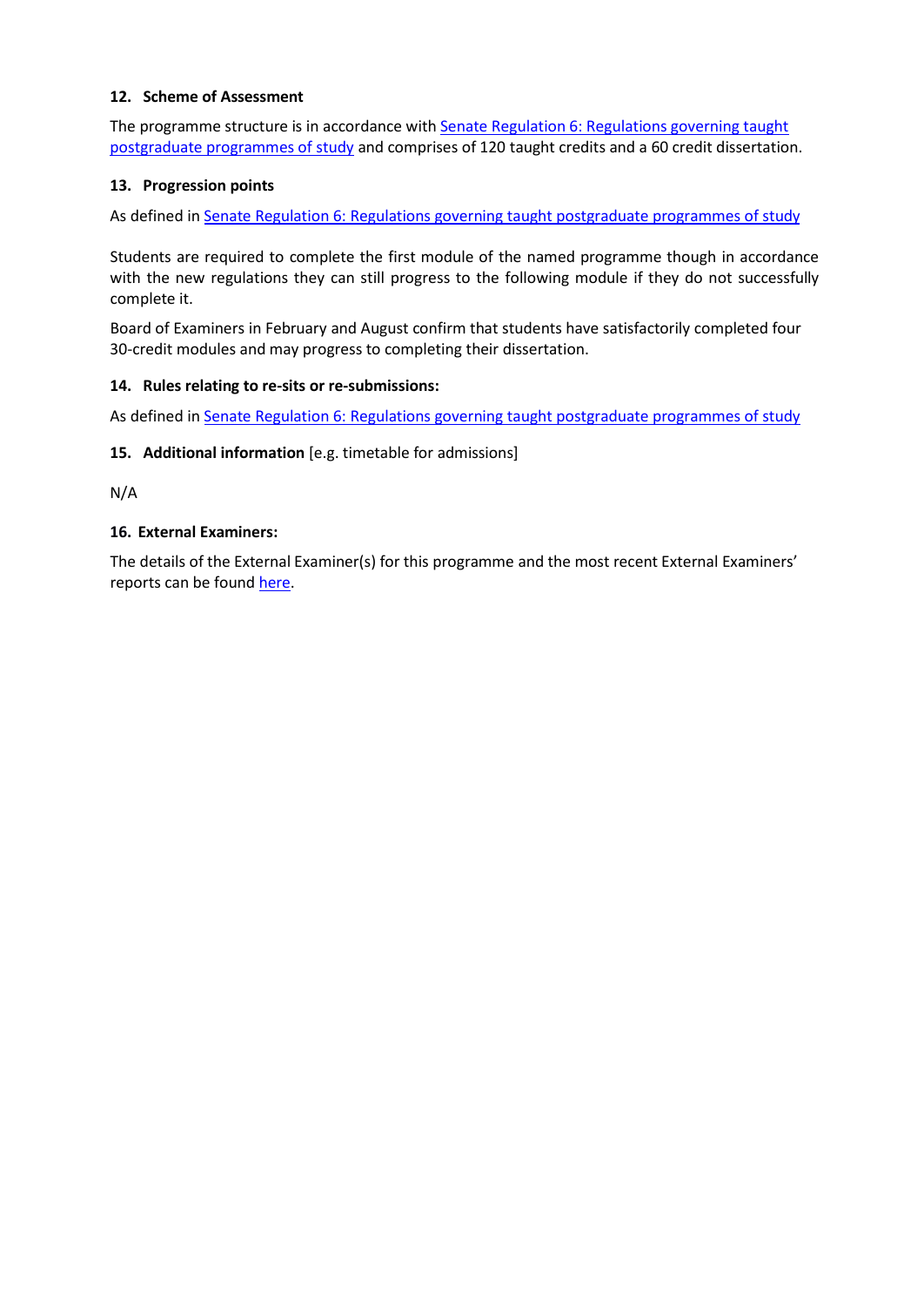### 12. Scheme of Assessment

The programme structure is in accordance with Senate Regulation 6: Regulations governing taught postgraduate programmes of study and comprises of 120 taught credits and a 60 credit dissertation.

### 13. Progression points

As defined in Senate Regulation 6: Regulations governing taught postgraduate programmes of study

Students are required to complete the first module of the named programme though in accordance with the new regulations they can still progress to the following module if they do not successfully complete it.

Board of Examiners in February and August confirm that students have satisfactorily completed four 30-credit modules and may progress to completing their dissertation.

### 14. Rules relating to re-sits or re-submissions:

As defined in Senate Regulation 6: Regulations governing taught postgraduate programmes of study

### 15. Additional information [e.g. timetable for admissions]

N/A

### 16. External Examiners:

The details of the External Examiner(s) for this programme and the most recent External Examiners' reports can be found here.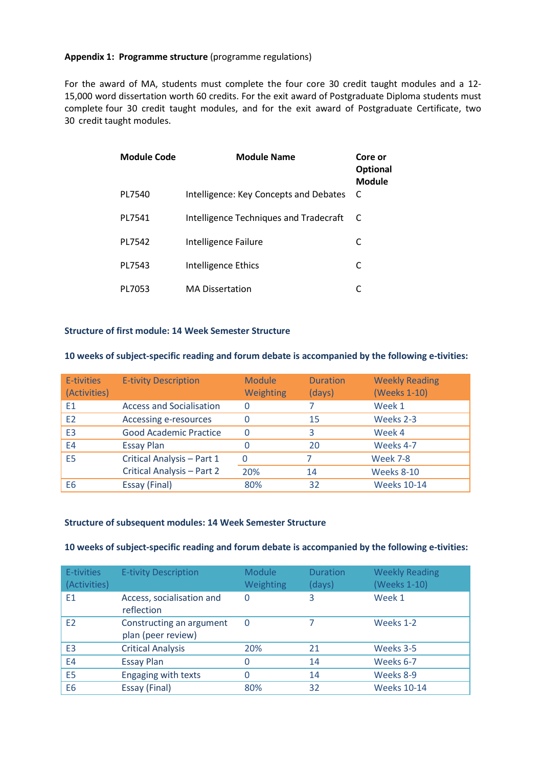**Appendix 1: Programme structure** (programme regulations)

For the award of MA, students must complete the four core 30 credit taught modules and a 12-15,000 word dissertation worth 60 credits. For the exit award of Postgraduate Diploma students must complete four 30 credit taught modules, and for the exit award of Postgraduate Certificate, two 30 credit taught modules.

| **Module Code** | **Module Name** | **Core or Optional Module** |
|---|---|---|
| PL7540 | Intelligence: Key Concepts and Debates | C |
| PL7541 | Intelligence Techniques and Tradecraft | C |
| PL7542 | Intelligence Failure | C |
| PL7543 | Intelligence Ethics | C |
| PL7053 | MA Dissertation | C |

**Structure of first module: 14 Week Semester Structure**

**10 weeks of subject-specific reading and forum debate is accompanied by the following e-tivities:**

| E-tivities (Activities) | E-tivity Description | Module Weighting | Duration (days) | Weekly Reading (Weeks 1-10) |
|---|---|---|---|---|
| E1 | Access and Socialisation | 0 | 7 | Week 1 |
| E2 | Accessing e-resources | 0 | 15 | Weeks 2-3 |
| E3 | Good Academic Practice | 0 | 3 | Week 4 |
| E4 | Essay Plan | 0 | 20 | Weeks 4-7 |
| E5 | Critical Analysis – Part 1 | 0 | 7 | Week 7-8 |
| | Critical Analysis – Part 2 | 20% | 14 | Weeks 8-10 |
| E6 | Essay (Final) | 80% | 32 | Weeks 10-14 |

**Structure of subsequent modules: 14 Week Semester Structure**

**10 weeks of subject-specific reading and forum debate is accompanied by the following e-tivities:**

| E-tivities (Activities) | E-tivity Description | Module Weighting | Duration (days) | Weekly Reading (Weeks 1-10) |
|---|---|---|---|---|
| E1 | Access, socialisation and reflection | 0 | 3 | Week 1 |
| E2 | Constructing an argument plan (peer review) | 0 | 7 | Weeks 1-2 |
| E3 | Critical Analysis | 20% | 21 | Weeks 3-5 |
| E4 | Essay Plan | 0 | 14 | Weeks 6-7 |
| E5 | Engaging with texts | 0 | 14 | Weeks 8-9 |
| E6 | Essay (Final) | 80% | 32 | Weeks 10-14 |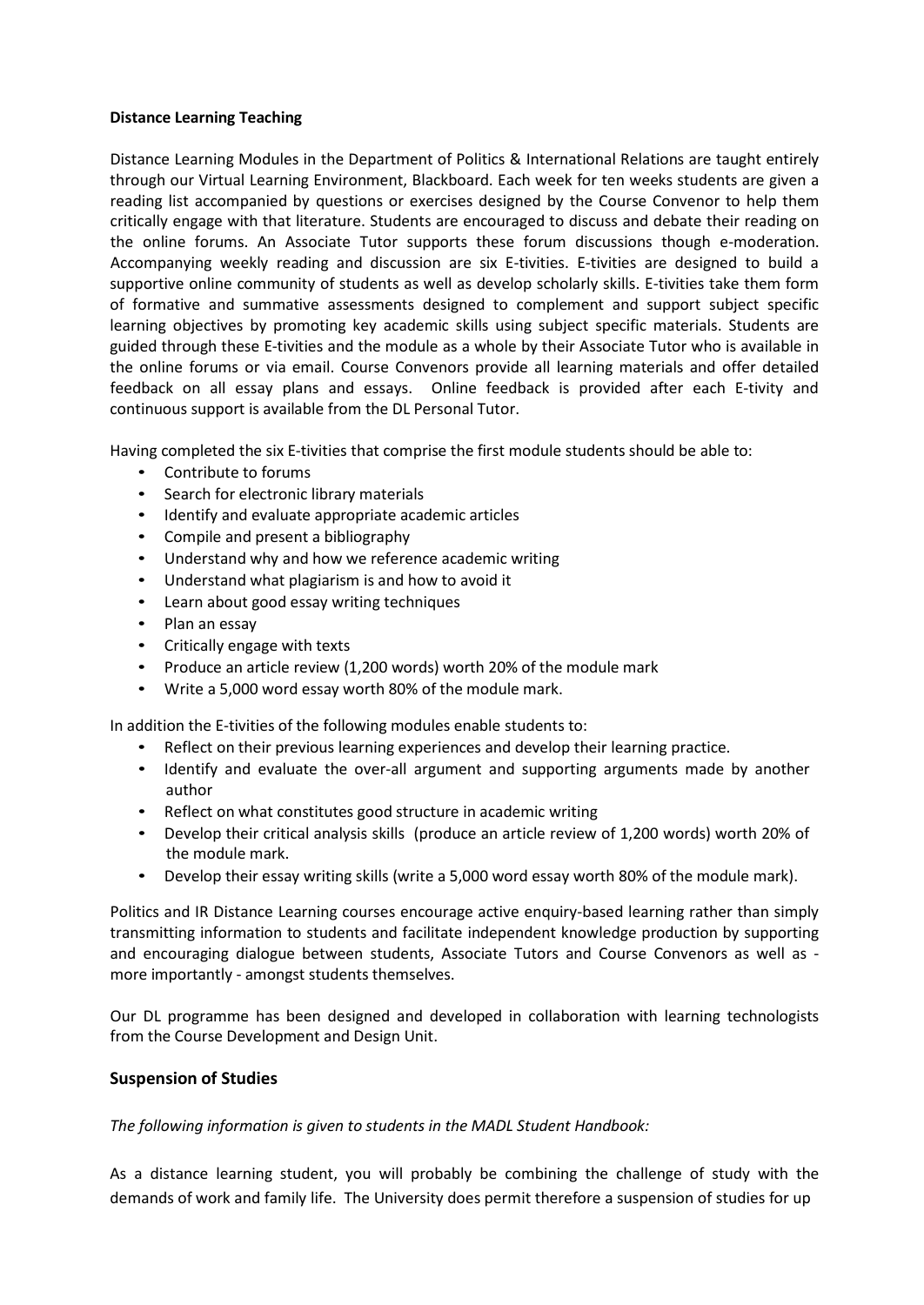**Distance Learning Teaching**

Distance Learning Modules in the Department of Politics & International Relations are taught entirely through our Virtual Learning Environment, Blackboard. Each week for ten weeks students are given a reading list accompanied by questions or exercises designed by the Course Convenor to help them critically engage with that literature. Students are encouraged to discuss and debate their reading on the online forums. An Associate Tutor supports these forum discussions though e-moderation. Accompanying weekly reading and discussion are six E-tivities. E-tivities are designed to build a supportive online community of students as well as develop scholarly skills. E-tivities take them form of formative and summative assessments designed to complement and support subject specific learning objectives by promoting key academic skills using subject specific materials. Students are guided through these E-tivities and the module as a whole by their Associate Tutor who is available in the online forums or via email. Course Convenors provide all learning materials and offer detailed feedback on all essay plans and essays. Online feedback is provided after each E-tivity and continuous support is available from the DL Personal Tutor.

Having completed the six E-tivities that comprise the first module students should be able to:

- Contribute to forums
- Search for electronic library materials
- Identify and evaluate appropriate academic articles
- Compile and present a bibliography
- Understand why and how we reference academic writing
- Understand what plagiarism is and how to avoid it
- Learn about good essay writing techniques
- Plan an essay
- Critically engage with texts
- Produce an article review (1,200 words) worth 20% of the module mark
- Write a 5,000 word essay worth 80% of the module mark.

In addition the E-tivities of the following modules enable students to:

- Reflect on their previous learning experiences and develop their learning practice.
- Identify and evaluate the over-all argument and supporting arguments made by another author
- Reflect on what constitutes good structure in academic writing
- Develop their critical analysis skills (produce an article review of 1,200 words) worth 20% of the module mark.
- Develop their essay writing skills (write a 5,000 word essay worth 80% of the module mark).

Politics and IR Distance Learning courses encourage active enquiry-based learning rather than simply transmitting information to students and facilitate independent knowledge production by supporting and encouraging dialogue between students, Associate Tutors and Course Convenors as well as - more importantly - amongst students themselves.

Our DL programme has been designed and developed in collaboration with learning technologists from the Course Development and Design Unit.

## Suspension of Studies

*The following information is given to students in the MADL Student Handbook:*

As a distance learning student, you will probably be combining the challenge of study with the demands of work and family life. The University does permit therefore a suspension of studies for up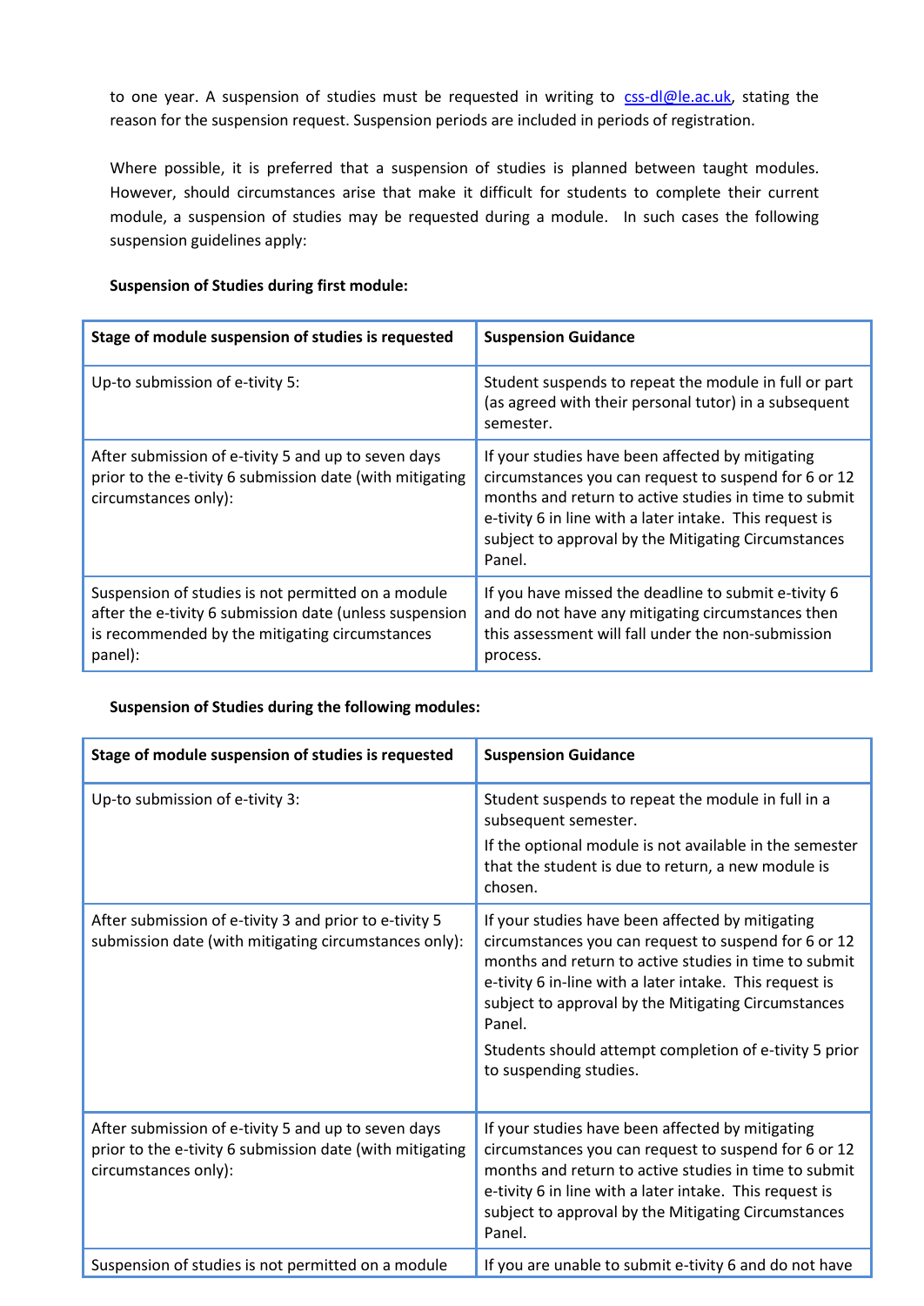to one year. A suspension of studies must be requested in writing to css-dl@le.ac.uk, stating the reason for the suspension request. Suspension periods are included in periods of registration.

Where possible, it is preferred that a suspension of studies is planned between taught modules. However, should circumstances arise that make it difficult for students to complete their current module, a suspension of studies may be requested during a module. In such cases the following suspension guidelines apply:

**Suspension of Studies during first module:**

| Stage of module suspension of studies is requested | Suspension Guidance |
|---|---|
| Up-to submission of e-tivity 5: | Student suspends to repeat the module in full or part (as agreed with their personal tutor) in a subsequent semester. |
| After submission of e-tivity 5 and up to seven days prior to the e-tivity 6 submission date (with mitigating circumstances only): | If your studies have been affected by mitigating circumstances you can request to suspend for 6 or 12 months and return to active studies in time to submit e-tivity 6 in line with a later intake. This request is subject to approval by the Mitigating Circumstances Panel. |
| Suspension of studies is not permitted on a module after the e-tivity 6 submission date (unless suspension is recommended by the mitigating circumstances panel): | If you have missed the deadline to submit e-tivity 6 and do not have any mitigating circumstances then this assessment will fall under the non-submission process. |

**Suspension of Studies during the following modules:**

| Stage of module suspension of studies is requested | Suspension Guidance |
|---|---|
| Up-to submission of e-tivity 3: | Student suspends to repeat the module in full in a subsequent semester.<br>If the optional module is not available in the semester that the student is due to return, a new module is chosen. |
| After submission of e-tivity 3 and prior to e-tivity 5 submission date (with mitigating circumstances only): | If your studies have been affected by mitigating circumstances you can request to suspend for 6 or 12 months and return to active studies in time to submit e-tivity 6 in-line with a later intake. This request is subject to approval by the Mitigating Circumstances Panel.<br>Students should attempt completion of e-tivity 5 prior to suspending studies. |
| After submission of e-tivity 5 and up to seven days prior to the e-tivity 6 submission date (with mitigating circumstances only): | If your studies have been affected by mitigating circumstances you can request to suspend for 6 or 12 months and return to active studies in time to submit e-tivity 6 in line with a later intake. This request is subject to approval by the Mitigating Circumstances Panel. |
| Suspension of studies is not permitted on a module | If you are unable to submit e-tivity 6 and do not have |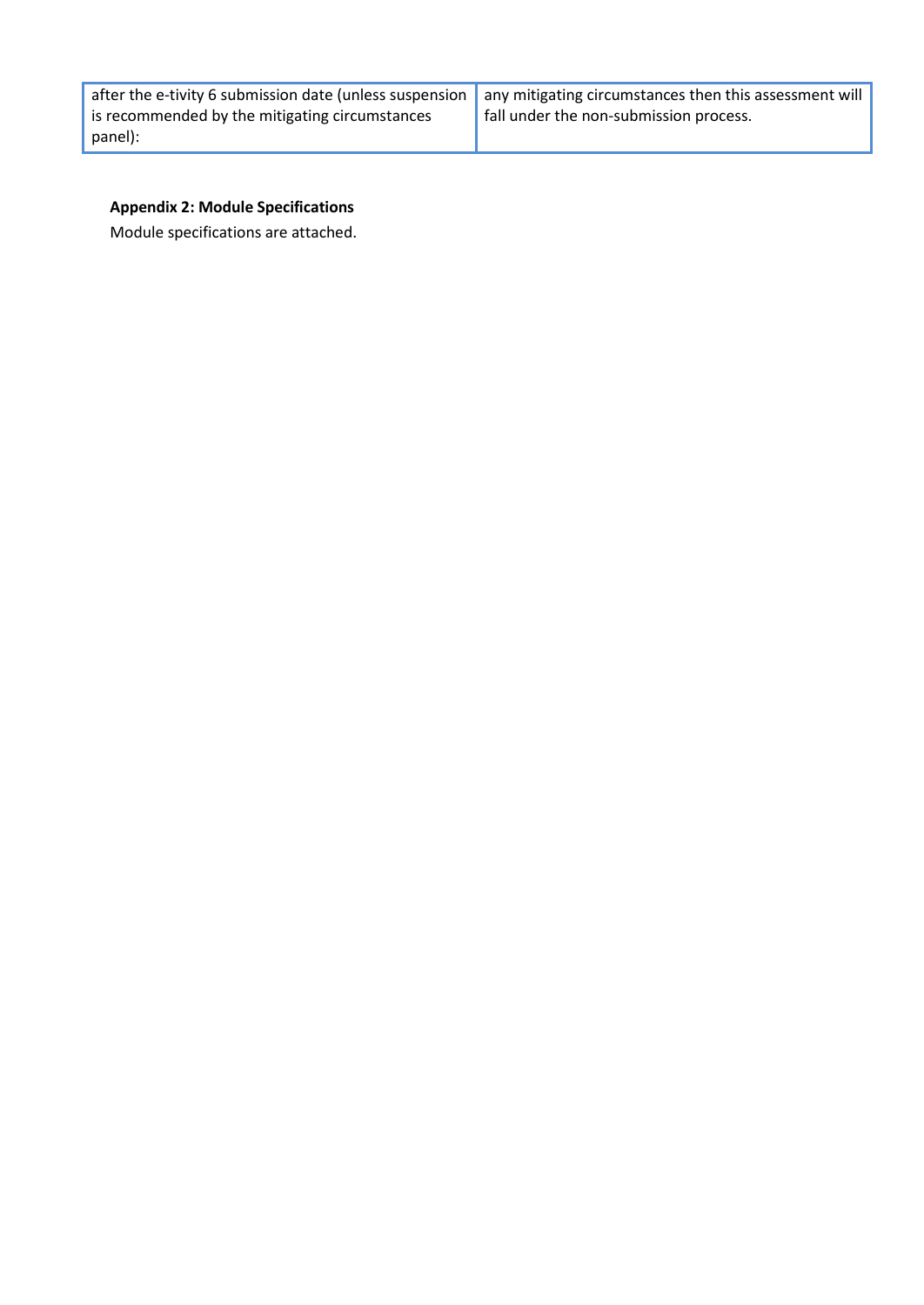| | |
|---|---|
| after the e-tivity 6 submission date (unless suspension is recommended by the mitigating circumstances panel): | any mitigating circumstances then this assessment will fall under the non-submission process. |

**Appendix 2: Module Specifications**

Module specifications are attached.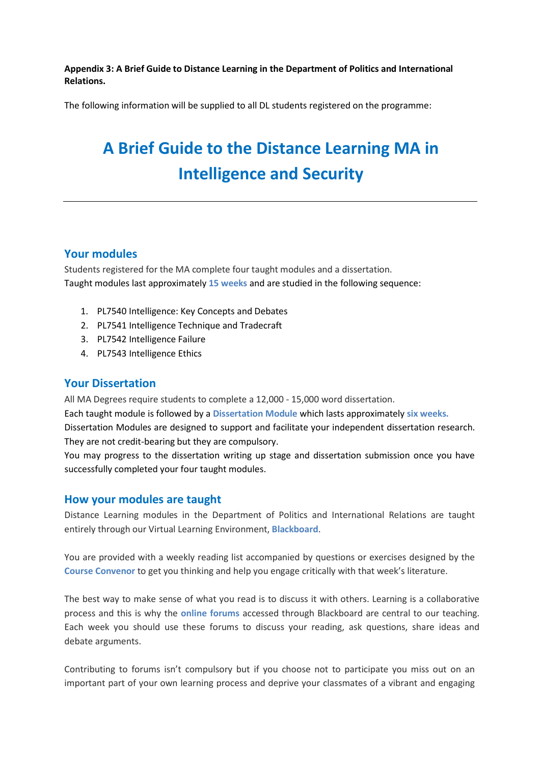**Appendix 3: A Brief Guide to Distance Learning in the Department of Politics and International Relations.**

The following information will be supplied to all DL students registered on the programme:

# A Brief Guide to the Distance Learning MA in Intelligence and Security

---

## Your modules

Students registered for the MA complete four taught modules and a dissertation.
Taught modules last approximately **15 weeks** and are studied in the following sequence:

1. PL7540 Intelligence: Key Concepts and Debates
2. PL7541 Intelligence Technique and Tradecraft
3. PL7542 Intelligence Failure
4. PL7543 Intelligence Ethics

## Your Dissertation

All MA Degrees require students to complete a 12,000 - 15,000 word dissertation.
Each taught module is followed by a **Dissertation Module** which lasts approximately **six weeks.**
Dissertation Modules are designed to support and facilitate your independent dissertation research. They are not credit-bearing but they are compulsory.
You may progress to the dissertation writing up stage and dissertation submission once you have successfully completed your four taught modules.

## How your modules are taught

Distance Learning modules in the Department of Politics and International Relations are taught entirely through our Virtual Learning Environment, **Blackboard**.

You are provided with a weekly reading list accompanied by questions or exercises designed by the **Course Convenor** to get you thinking and help you engage critically with that week's literature.

The best way to make sense of what you read is to discuss it with others. Learning is a collaborative process and this is why the **online forums** accessed through Blackboard are central to our teaching. Each week you should use these forums to discuss your reading, ask questions, share ideas and debate arguments.

Contributing to forums isn't compulsory but if you choose not to participate you miss out on an important part of your own learning process and deprive your classmates of a vibrant and engaging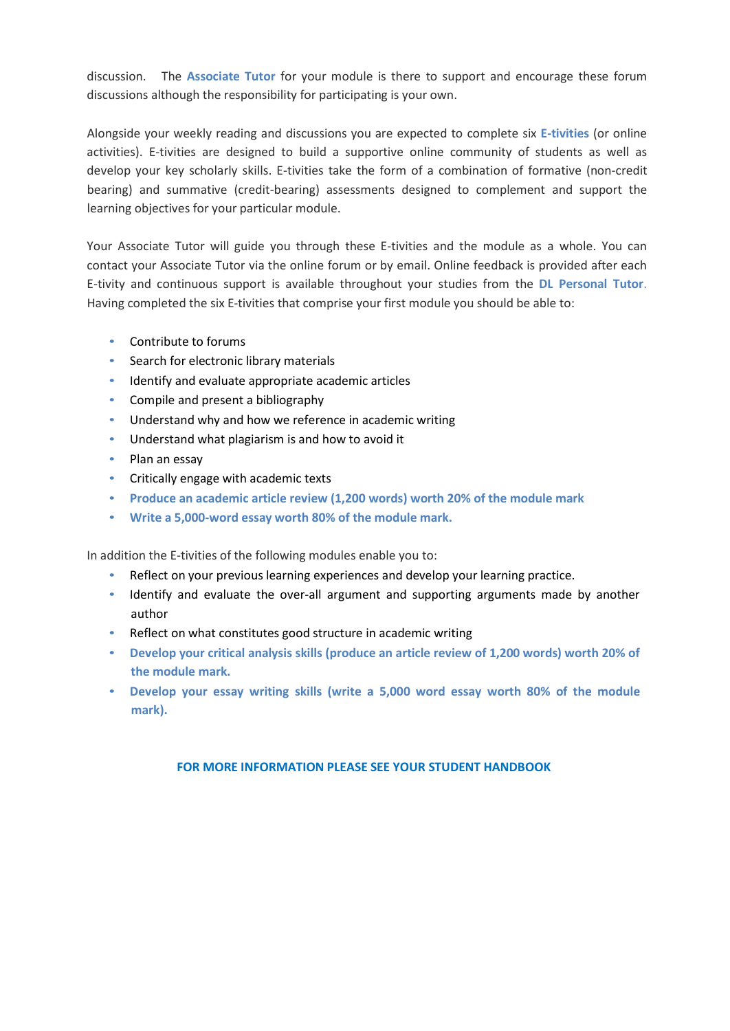discussion. The **Associate Tutor** for your module is there to support and encourage these forum discussions although the responsibility for participating is your own.

Alongside your weekly reading and discussions you are expected to complete six **E-tivities** (or online activities). E-tivities are designed to build a supportive online community of students as well as develop your key scholarly skills. E-tivities take the form of a combination of formative (non-credit bearing) and summative (credit-bearing) assessments designed to complement and support the learning objectives for your particular module.

Your Associate Tutor will guide you through these E-tivities and the module as a whole. You can contact your Associate Tutor via the online forum or by email. Online feedback is provided after each E-tivity and continuous support is available throughout your studies from the **DL Personal Tutor**. Having completed the six E-tivities that comprise your first module you should be able to:

- Contribute to forums
- Search for electronic library materials
- Identify and evaluate appropriate academic articles
- Compile and present a bibliography
- Understand why and how we reference in academic writing
- Understand what plagiarism is and how to avoid it
- Plan an essay
- Critically engage with academic texts
- **Produce an academic article review (1,200 words) worth 20% of the module mark**
- **Write a 5,000-word essay worth 80% of the module mark.**

In addition the E-tivities of the following modules enable you to:

- Reflect on your previous learning experiences and develop your learning practice.
- Identify and evaluate the over-all argument and supporting arguments made by another author
- Reflect on what constitutes good structure in academic writing
- **Develop your critical analysis skills (produce an article review of 1,200 words) worth 20% of the module mark.**
- **Develop your essay writing skills (write a 5,000 word essay worth 80% of the module mark).**

**FOR MORE INFORMATION PLEASE SEE YOUR STUDENT HANDBOOK**